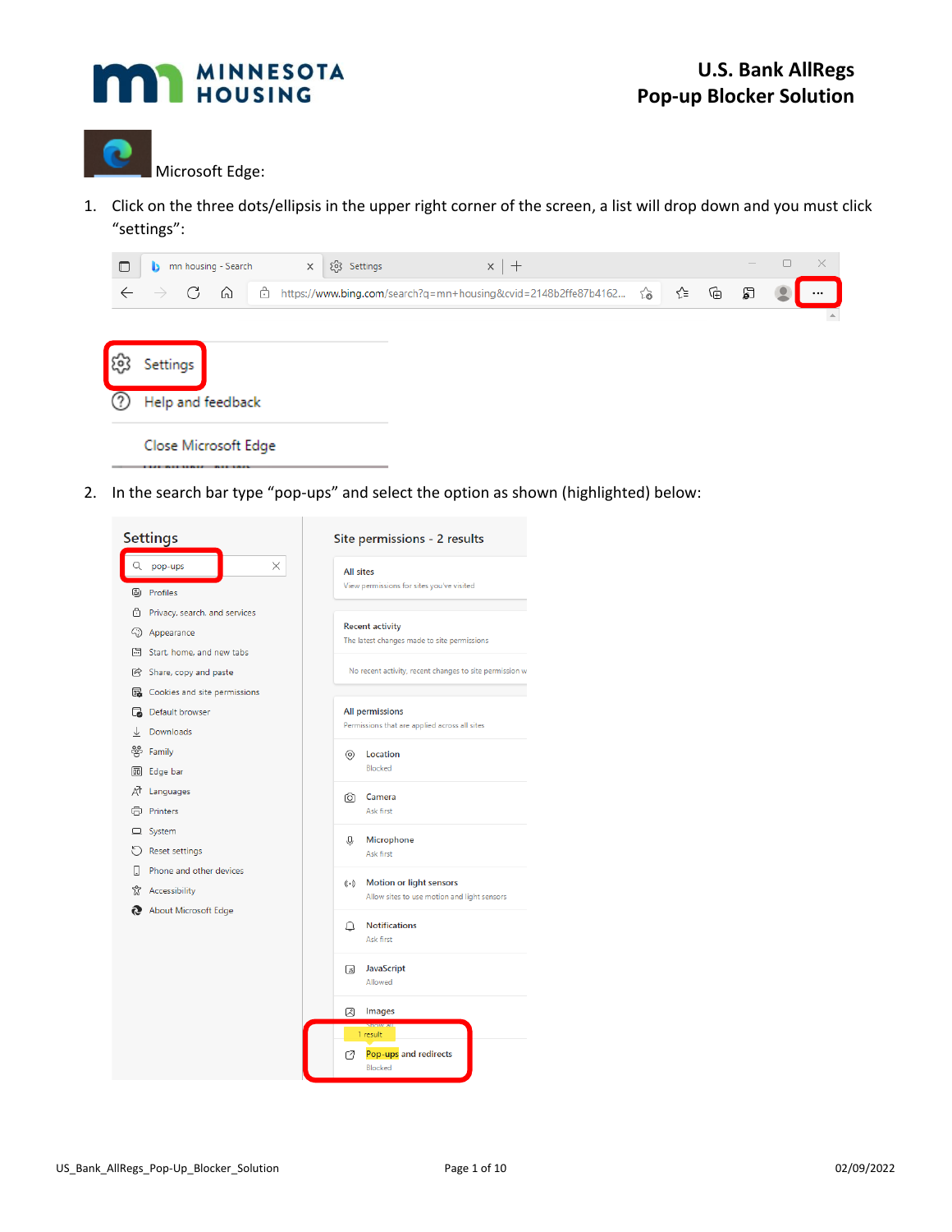# U.S. Bank AllRegs Pop-up Blocker Solution

Microsoft Edge:

1. Click on the three dots/ellipsis in the upper right corner of the screen, a list will drop down and you must click "settings":

2. In the search bar type "pop-ups" and select the option as shown (highlighted) below: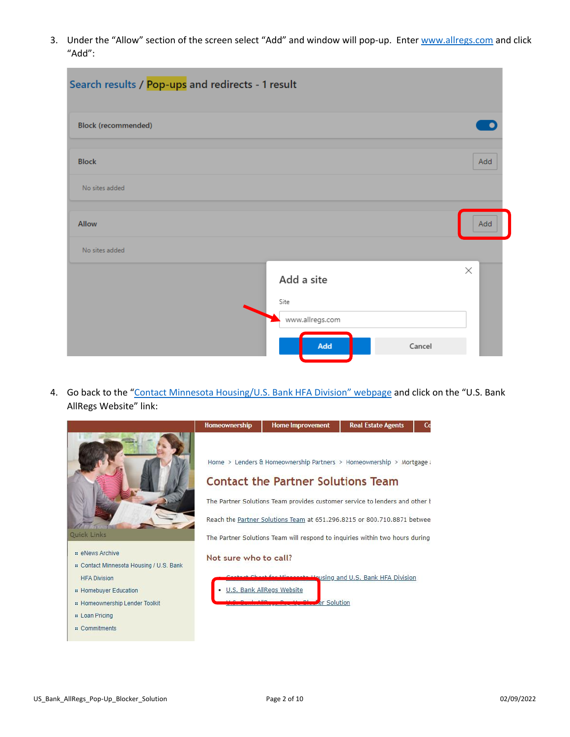3. Under the "Allow" section of the screen select "Add" and window will pop-up. Enter www.allregs.com and click "Add":

4. Go back to the "Contact Minnesota Housing/U.S. Bank HFA Division" webpage and click on the "U.S. Bank AllRegs Website" link: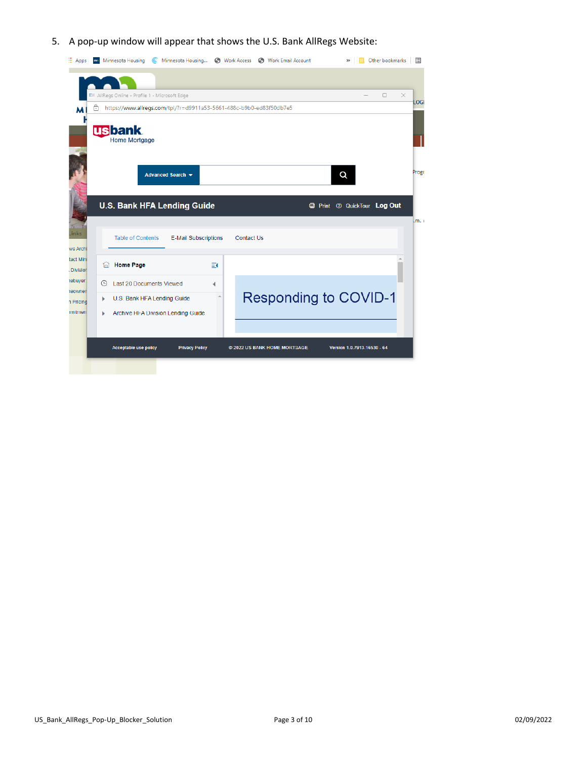5. A pop-up window will appear that shows the U.S. Bank AllRegs Website: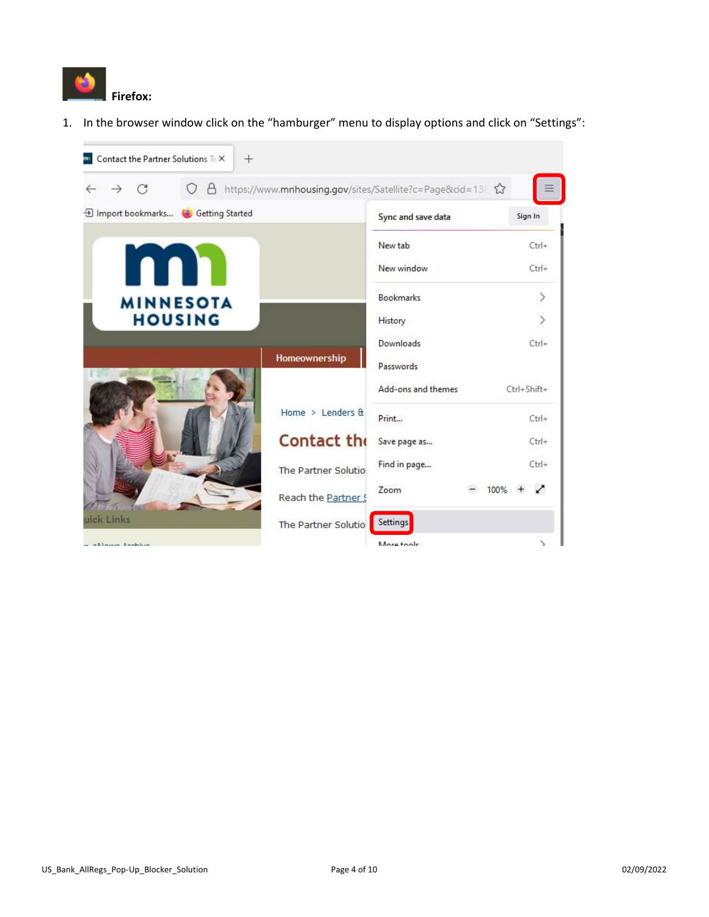**Firefox:**

1. In the browser window click on the "hamburger" menu to display options and click on "Settings":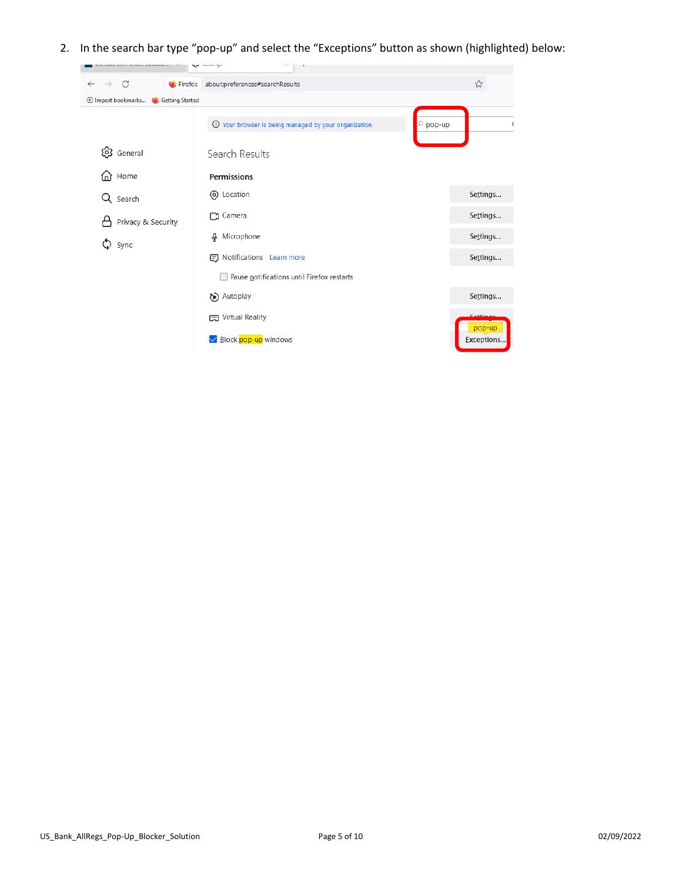2. In the search bar type “pop-up” and select the “Exceptions” button as shown (highlighted) below: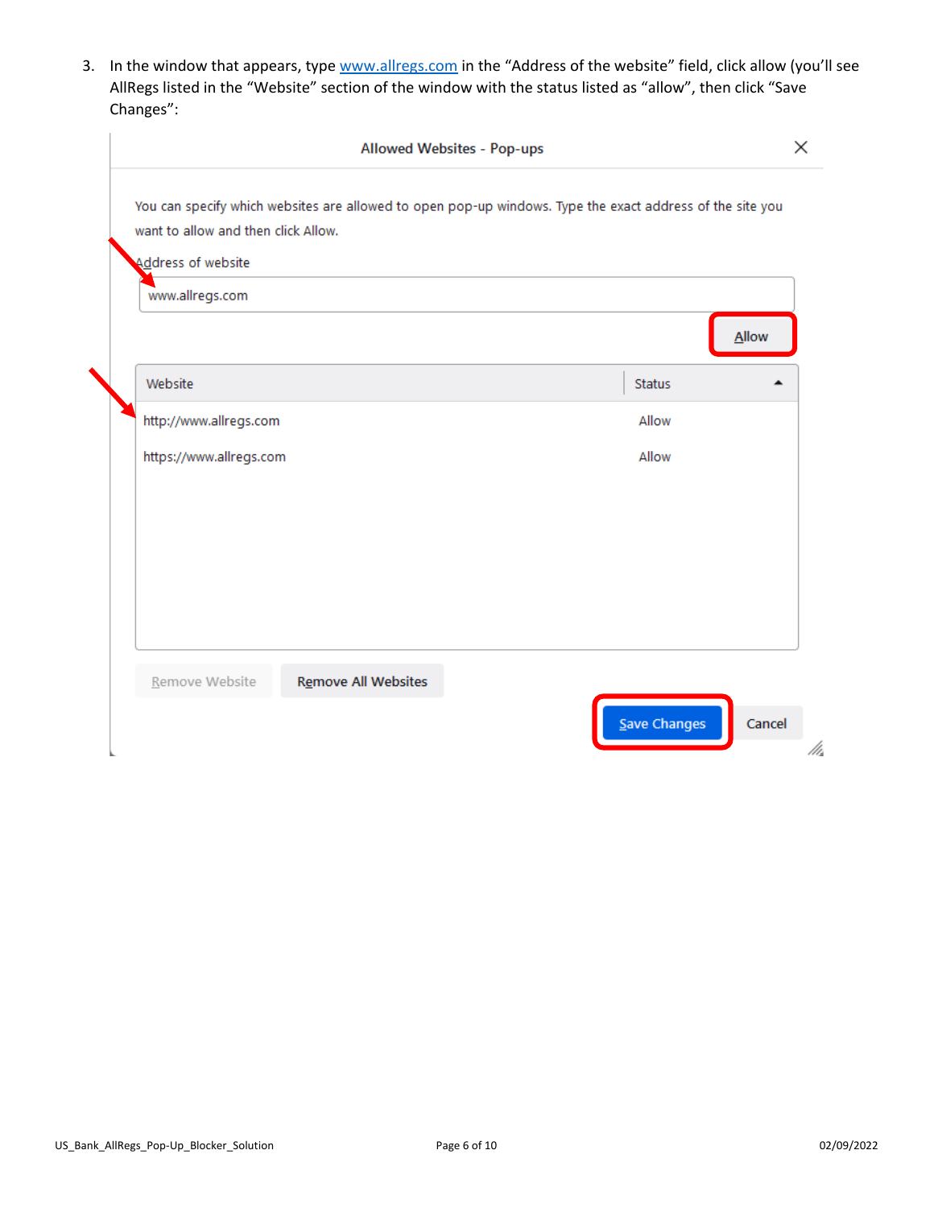3. In the window that appears, type [www.allregs.com](http://www.allregs.com) in the "Address of the website" field, click allow (you'll see AllRegs listed in the "Website" section of the window with the status listed as "allow", then click "Save Changes":

Allowed Websites - Pop-ups

You can specify which websites are allowed to open pop-up windows. Type the exact address of the site you want to allow and then click Allow.

Address of website

www.allregs.com

Allow

| Website | Status |
| --- | --- |
| http://www.allregs.com | Allow |
| https://www.allregs.com | Allow |

Remove Website | Remove All Websites

Save Changes | Cancel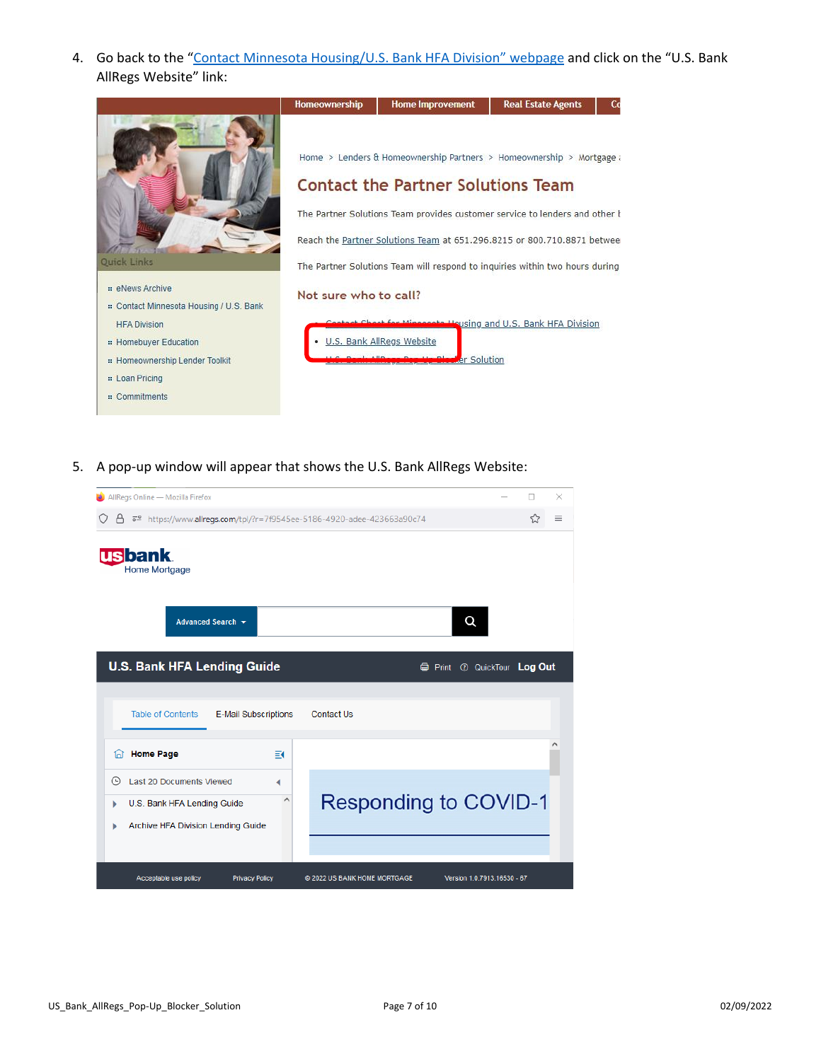4. Go back to the "Contact Minnesota Housing/U.S. Bank HFA Division" webpage and click on the "U.S. Bank AllRegs Website" link:

5. A pop-up window will appear that shows the U.S. Bank AllRegs Website: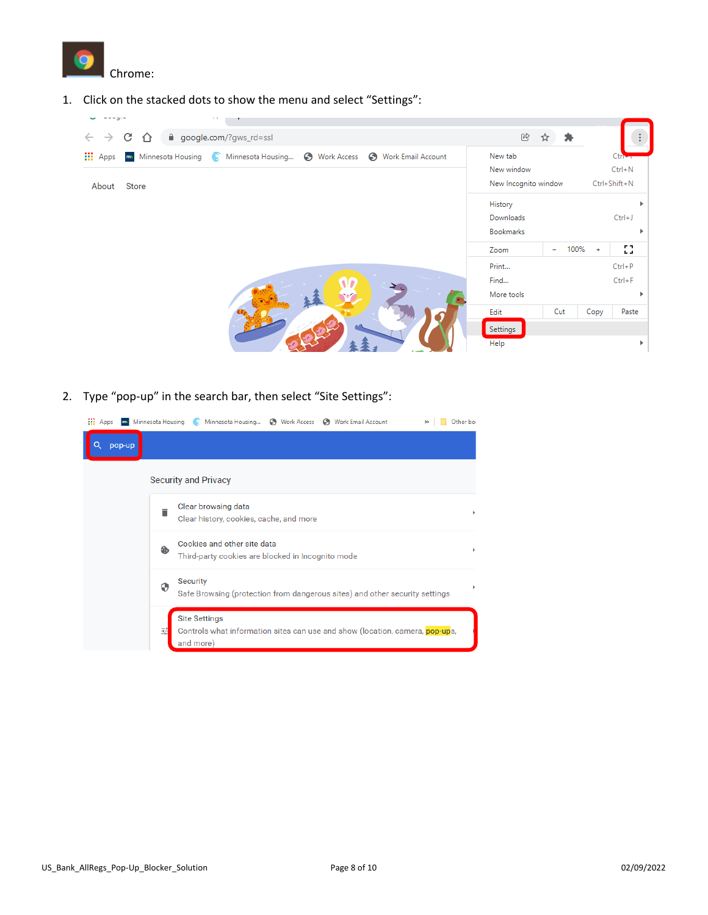Chrome:

1. Click on the stacked dots to show the menu and select “Settings”:

2. Type “pop-up” in the search bar, then select “Site Settings”: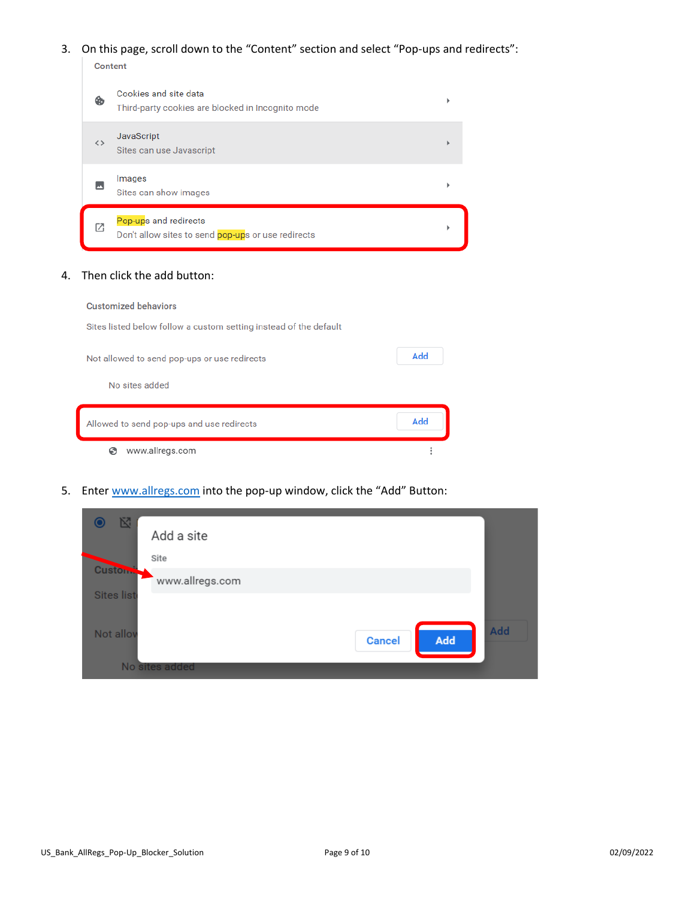3. On this page, scroll down to the "Content" section and select "Pop-ups and redirects":

Content

Cookies and site data
Third-party cookies are blocked in Incognito mode

JavaScript
Sites can use Javascript

Images
Sites can show images

Pop-ups and redirects
Don't allow sites to send pop-ups or use redirects

4. Then click the add button:

Customized behaviors

Sites listed below follow a custom setting instead of the default

Not allowed to send pop-ups or use redirects — Add

No sites added

Allowed to send pop-ups and use redirects — Add

www.allregs.com

5. Enter www.allregs.com into the pop-up window, click the "Add" Button:

Add a site

Site

www.allregs.com

Cancel — Add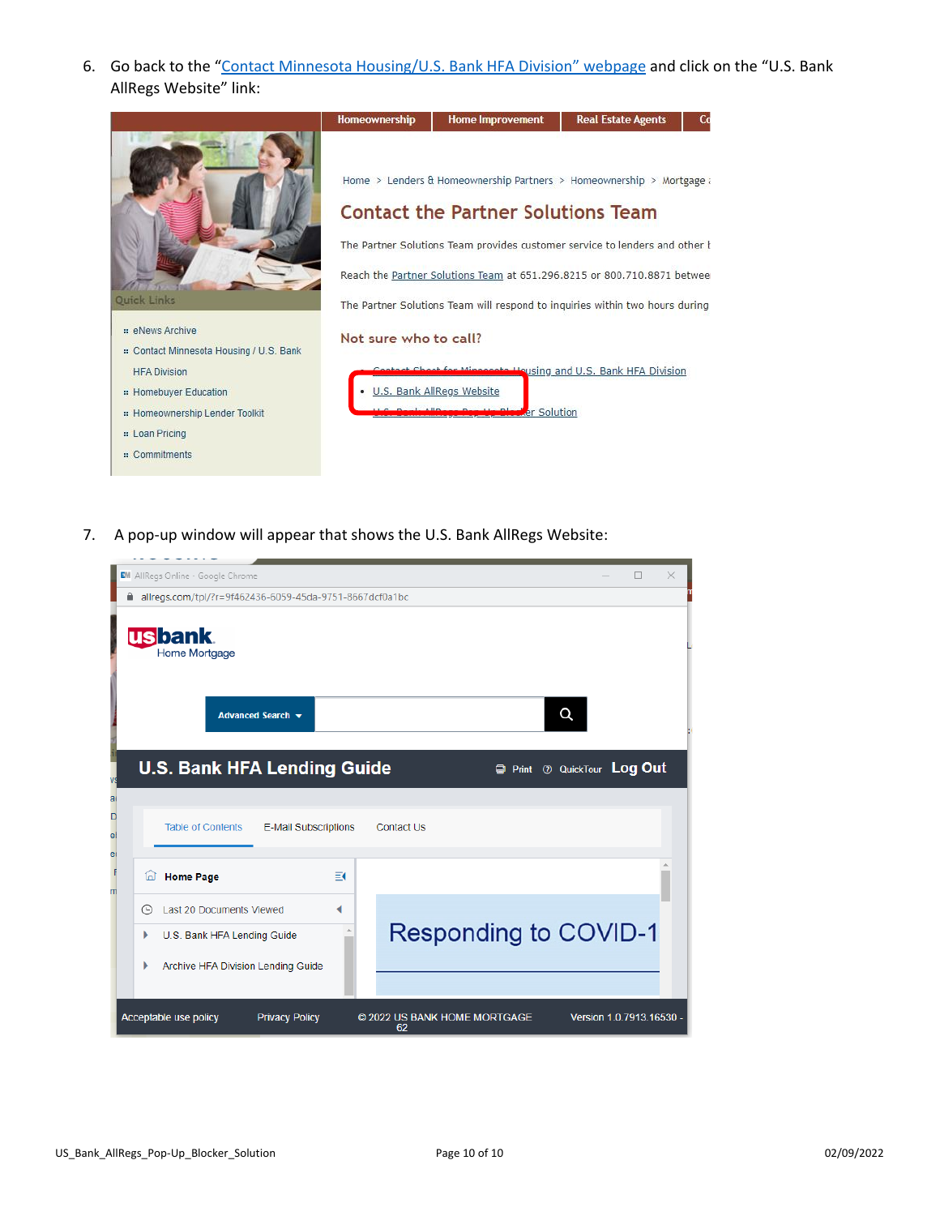6. Go back to the "Contact Minnesota Housing/U.S. Bank HFA Division" webpage and click on the "U.S. Bank AllRegs Website" link:

7. A pop-up window will appear that shows the U.S. Bank AllRegs Website: